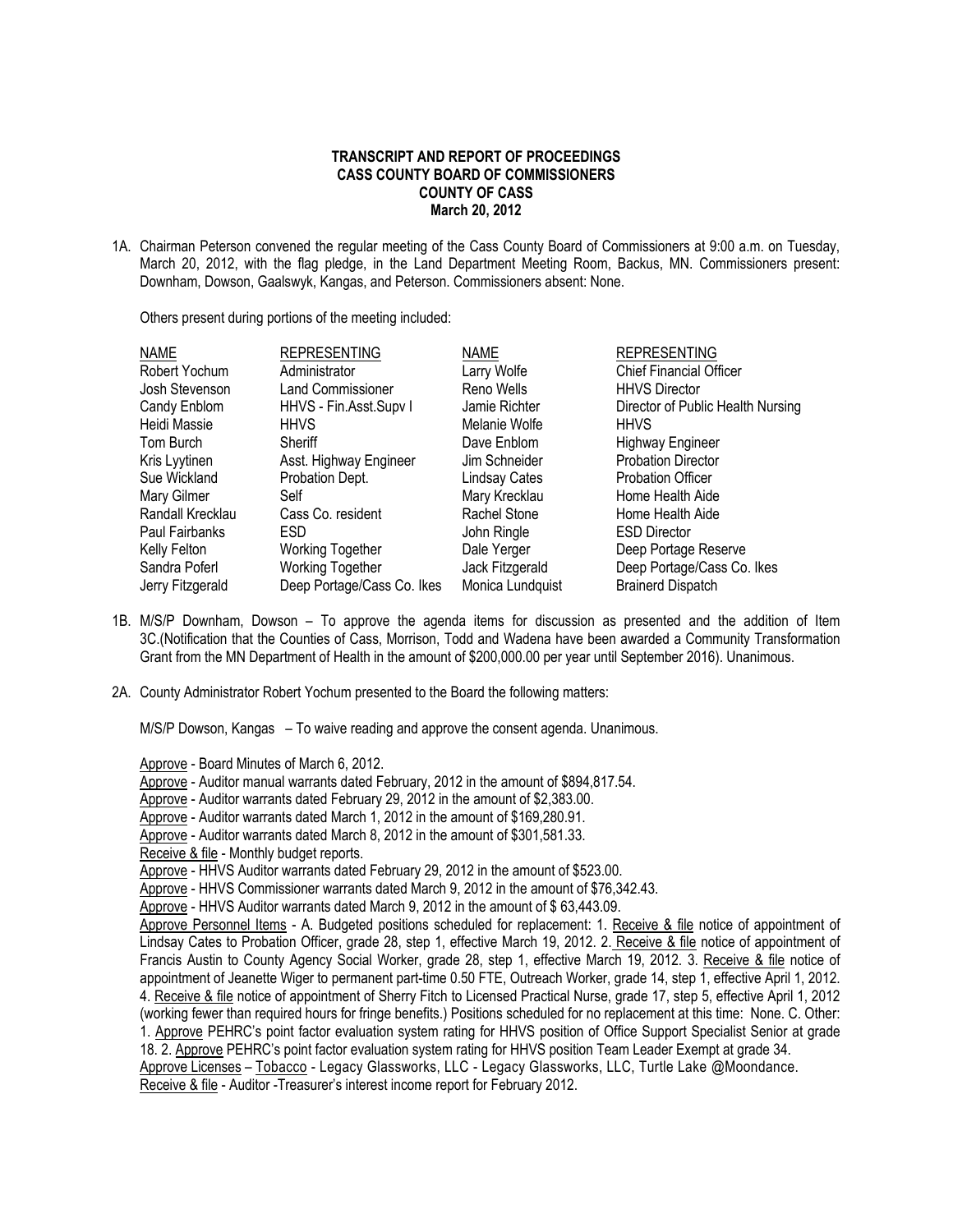**TRANSCRIPT AND REPORT OF PROCEEDINGS**
**CASS COUNTY BOARD OF COMMISSIONERS**
**COUNTY OF CASS**
**March 20, 2012**

1A. Chairman Peterson convened the regular meeting of the Cass County Board of Commissioners at 9:00 a.m. on Tuesday, March 20, 2012, with the flag pledge, in the Land Department Meeting Room, Backus, MN. Commissioners present: Downham, Dowson, Gaalswyk, Kangas, and Peterson. Commissioners absent: None.

Others present during portions of the meeting included:

| NAME | REPRESENTING | NAME | REPRESENTING |
|---|---|---|---|
| Robert Yochum | Administrator | Larry Wolfe | Chief Financial Officer |
| Josh Stevenson | Land Commissioner | Reno Wells | HHVS Director |
| Candy Enblom | HHVS - Fin.Asst.Supv I | Jamie Richter | Director of Public Health Nursing |
| Heidi Massie | HHVS | Melanie Wolfe | HHVS |
| Tom Burch | Sheriff | Dave Enblom | Highway Engineer |
| Kris Lyytinen | Asst. Highway Engineer | Jim Schneider | Probation Director |
| Sue Wickland | Probation Dept. | Lindsay Cates | Probation Officer |
| Mary Gilmer | Self | Mary Krecklau | Home Health Aide |
| Randall Krecklau | Cass Co. resident | Rachel Stone | Home Health Aide |
| Paul Fairbanks | ESD | John Ringle | ESD Director |
| Kelly Felton | Working Together | Dale Yerger | Deep Portage Reserve |
| Sandra Poferl | Working Together | Jack Fitzgerald | Deep Portage/Cass Co. Ikes |
| Jerry Fitzgerald | Deep Portage/Cass Co. Ikes | Monica Lundquist | Brainerd Dispatch |

1B. M/S/P Downham, Dowson – To approve the agenda items for discussion as presented and the addition of Item 3C.(Notification that the Counties of Cass, Morrison, Todd and Wadena have been awarded a Community Transformation Grant from the MN Department of Health in the amount of $200,000.00 per year until September 2016). Unanimous.

2A. County Administrator Robert Yochum presented to the Board the following matters:

M/S/P Dowson, Kangas – To waive reading and approve the consent agenda. Unanimous.

Approve - Board Minutes of March 6, 2012.
Approve - Auditor manual warrants dated February, 2012 in the amount of $894,817.54.
Approve - Auditor warrants dated February 29, 2012 in the amount of $2,383.00.
Approve - Auditor warrants dated March 1, 2012 in the amount of $169,280.91.
Approve - Auditor warrants dated March 8, 2012 in the amount of $301,581.33.
Receive & file - Monthly budget reports.
Approve - HHVS Auditor warrants dated February 29, 2012 in the amount of $523.00.
Approve - HHVS Commissioner warrants dated March 9, 2012 in the amount of $76,342.43.
Approve - HHVS Auditor warrants dated March 9, 2012 in the amount of $ 63,443.09.
Approve Personnel Items - A. Budgeted positions scheduled for replacement: 1. Receive & file notice of appointment of Lindsay Cates to Probation Officer, grade 28, step 1, effective March 19, 2012. 2. Receive & file notice of appointment of Francis Austin to County Agency Social Worker, grade 28, step 1, effective March 19, 2012. 3. Receive & file notice of appointment of Jeanette Wiger to permanent part-time 0.50 FTE, Outreach Worker, grade 14, step 1, effective April 1, 2012. 4. Receive & file notice of appointment of Sherry Fitch to Licensed Practical Nurse, grade 17, step 5, effective April 1, 2012 (working fewer than required hours for fringe benefits.) Positions scheduled for no replacement at this time: None. C. Other: 1. Approve PEHRC's point factor evaluation system rating for HHVS position of Office Support Specialist Senior at grade 18. 2. Approve PEHRC's point factor evaluation system rating for HHVS position Team Leader Exempt at grade 34.
Approve Licenses – Tobacco - Legacy Glassworks, LLC - Legacy Glassworks, LLC, Turtle Lake @Moondance.
Receive & file - Auditor -Treasurer's interest income report for February 2012.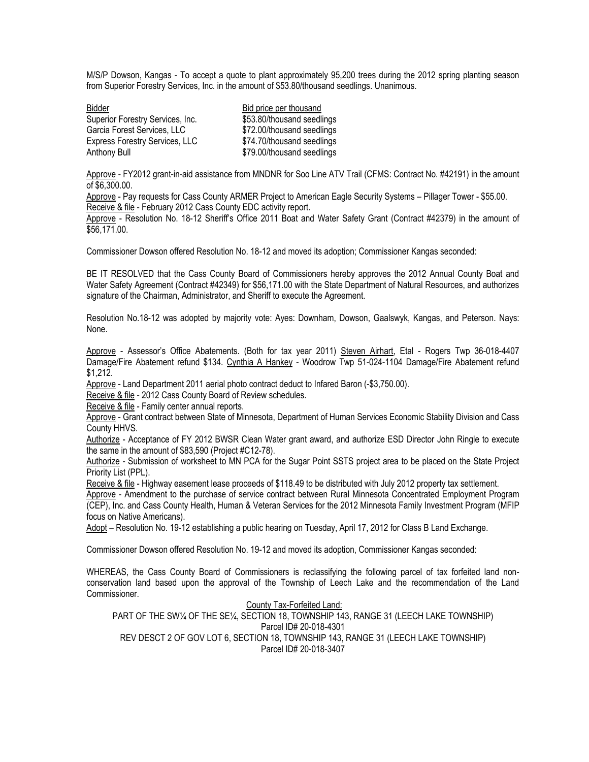M/S/P Dowson, Kangas - To accept a quote to plant approximately 95,200 trees during the 2012 spring planting season from Superior Forestry Services, Inc. in the amount of $53.80/thousand seedlings. Unanimous.

| Bidder | Bid price per thousand |
|---|---|
| Superior Forestry Services, Inc. | $53.80/thousand seedlings |
| Garcia Forest Services, LLC | $72.00/thousand seedlings |
| Express Forestry Services, LLC | $74.70/thousand seedlings |
| Anthony Bull | $79.00/thousand seedlings |

Approve - FY2012 grant-in-aid assistance from MNDNR for Soo Line ATV Trail (CFMS: Contract No. #42191) in the amount of $6,300.00.
Approve - Pay requests for Cass County ARMER Project to American Eagle Security Systems – Pillager Tower - $55.00.
Receive & file - February 2012 Cass County EDC activity report.
Approve - Resolution No. 18-12 Sheriff's Office 2011 Boat and Water Safety Grant (Contract #42379) in the amount of $56,171.00.

Commissioner Dowson offered Resolution No. 18-12 and moved its adoption; Commissioner Kangas seconded:

BE IT RESOLVED that the Cass County Board of Commissioners hereby approves the 2012 Annual County Boat and Water Safety Agreement (Contract #42349) for $56,171.00 with the State Department of Natural Resources, and authorizes signature of the Chairman, Administrator, and Sheriff to execute the Agreement.

Resolution No.18-12 was adopted by majority vote: Ayes: Downham, Dowson, Gaalswyk, Kangas, and Peterson. Nays: None.

Approve - Assessor's Office Abatements. (Both for tax year 2011) Steven Airhart, Etal - Rogers Twp 36-018-4407 Damage/Fire Abatement refund $134. Cynthia A Hankey - Woodrow Twp 51-024-1104 Damage/Fire Abatement refund $1,212.
Approve - Land Department 2011 aerial photo contract deduct to Infared Baron (-$3,750.00).
Receive & file - 2012 Cass County Board of Review schedules.
Receive & file - Family center annual reports.
Approve - Grant contract between State of Minnesota, Department of Human Services Economic Stability Division and Cass County HHVS.
Authorize - Acceptance of FY 2012 BWSR Clean Water grant award, and authorize ESD Director John Ringle to execute the same in the amount of $83,590 (Project #C12-78).
Authorize - Submission of worksheet to MN PCA for the Sugar Point SSTS project area to be placed on the State Project Priority List (PPL).
Receive & file - Highway easement lease proceeds of $118.49 to be distributed with July 2012 property tax settlement.
Approve - Amendment to the purchase of service contract between Rural Minnesota Concentrated Employment Program (CEP), Inc. and Cass County Health, Human & Veteran Services for the 2012 Minnesota Family Investment Program (MFIP focus on Native Americans).
Adopt – Resolution No. 19-12 establishing a public hearing on Tuesday, April 17, 2012 for Class B Land Exchange.

Commissioner Dowson offered Resolution No. 19-12 and moved its adoption, Commissioner Kangas seconded:

WHEREAS, the Cass County Board of Commissioners is reclassifying the following parcel of tax forfeited land non-conservation land based upon the approval of the Township of Leech Lake and the recommendation of the Land Commissioner.

County Tax-Forfeited Land:
PART OF THE SW¼ OF THE SE¼, SECTION 18, TOWNSHIP 143, RANGE 31 (LEECH LAKE TOWNSHIP)
Parcel ID# 20-018-4301
REV DESCT 2 OF GOV LOT 6, SECTION 18, TOWNSHIP 143, RANGE 31 (LEECH LAKE TOWNSHIP)
Parcel ID# 20-018-3407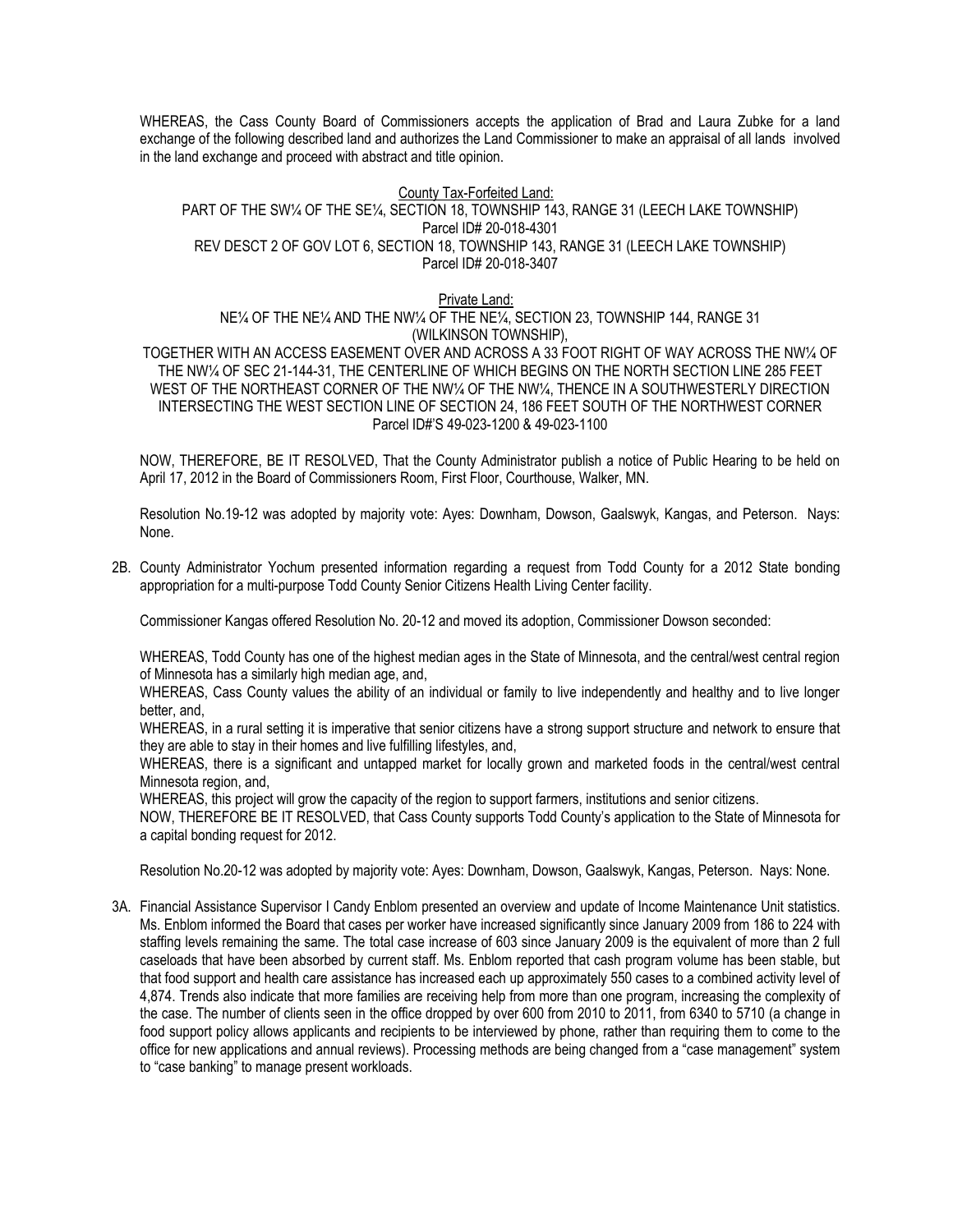WHEREAS, the Cass County Board of Commissioners accepts the application of Brad and Laura Zubke for a land exchange of the following described land and authorizes the Land Commissioner to make an appraisal of all lands involved in the land exchange and proceed with abstract and title opinion.

<u>County Tax-Forfeited Land:</u>
PART OF THE SW¼ OF THE SE¼, SECTION 18, TOWNSHIP 143, RANGE 31 (LEECH LAKE TOWNSHIP)
Parcel ID# 20-018-4301
REV DESCT 2 OF GOV LOT 6, SECTION 18, TOWNSHIP 143, RANGE 31 (LEECH LAKE TOWNSHIP)
Parcel ID# 20-018-3407

<u>Private Land:</u>
NE¼ OF THE NE¼ AND THE NW¼ OF THE NE¼, SECTION 23, TOWNSHIP 144, RANGE 31 (WILKINSON TOWNSHIP),
TOGETHER WITH AN ACCESS EASEMENT OVER AND ACROSS A 33 FOOT RIGHT OF WAY ACROSS THE NW¼ OF THE NW¼ OF SEC 21-144-31, THE CENTERLINE OF WHICH BEGINS ON THE NORTH SECTION LINE 285 FEET WEST OF THE NORTHEAST CORNER OF THE NW¼ OF THE NW¼, THENCE IN A SOUTHWESTERLY DIRECTION INTERSECTING THE WEST SECTION LINE OF SECTION 24, 186 FEET SOUTH OF THE NORTHWEST CORNER
Parcel ID#'S 49-023-1200 & 49-023-1100

NOW, THEREFORE, BE IT RESOLVED, That the County Administrator publish a notice of Public Hearing to be held on April 17, 2012 in the Board of Commissioners Room, First Floor, Courthouse, Walker, MN.

Resolution No.19-12 was adopted by majority vote: Ayes: Downham, Dowson, Gaalswyk, Kangas, and Peterson. Nays: None.

2B. County Administrator Yochum presented information regarding a request from Todd County for a 2012 State bonding appropriation for a multi-purpose Todd County Senior Citizens Health Living Center facility.

Commissioner Kangas offered Resolution No. 20-12 and moved its adoption, Commissioner Dowson seconded:

WHEREAS, Todd County has one of the highest median ages in the State of Minnesota, and the central/west central region of Minnesota has a similarly high median age, and,
WHEREAS, Cass County values the ability of an individual or family to live independently and healthy and to live longer better, and,
WHEREAS, in a rural setting it is imperative that senior citizens have a strong support structure and network to ensure that they are able to stay in their homes and live fulfilling lifestyles, and,
WHEREAS, there is a significant and untapped market for locally grown and marketed foods in the central/west central Minnesota region, and,
WHEREAS, this project will grow the capacity of the region to support farmers, institutions and senior citizens.
NOW, THEREFORE BE IT RESOLVED, that Cass County supports Todd County's application to the State of Minnesota for a capital bonding request for 2012.

Resolution No.20-12 was adopted by majority vote: Ayes: Downham, Dowson, Gaalswyk, Kangas, Peterson. Nays: None.

3A. Financial Assistance Supervisor I Candy Enblom presented an overview and update of Income Maintenance Unit statistics. Ms. Enblom informed the Board that cases per worker have increased significantly since January 2009 from 186 to 224 with staffing levels remaining the same. The total case increase of 603 since January 2009 is the equivalent of more than 2 full caseloads that have been absorbed by current staff. Ms. Enblom reported that cash program volume has been stable, but that food support and health care assistance has increased each up approximately 550 cases to a combined activity level of 4,874. Trends also indicate that more families are receiving help from more than one program, increasing the complexity of the case. The number of clients seen in the office dropped by over 600 from 2010 to 2011, from 6340 to 5710 (a change in food support policy allows applicants and recipients to be interviewed by phone, rather than requiring them to come to the office for new applications and annual reviews). Processing methods are being changed from a "case management" system to "case banking" to manage present workloads.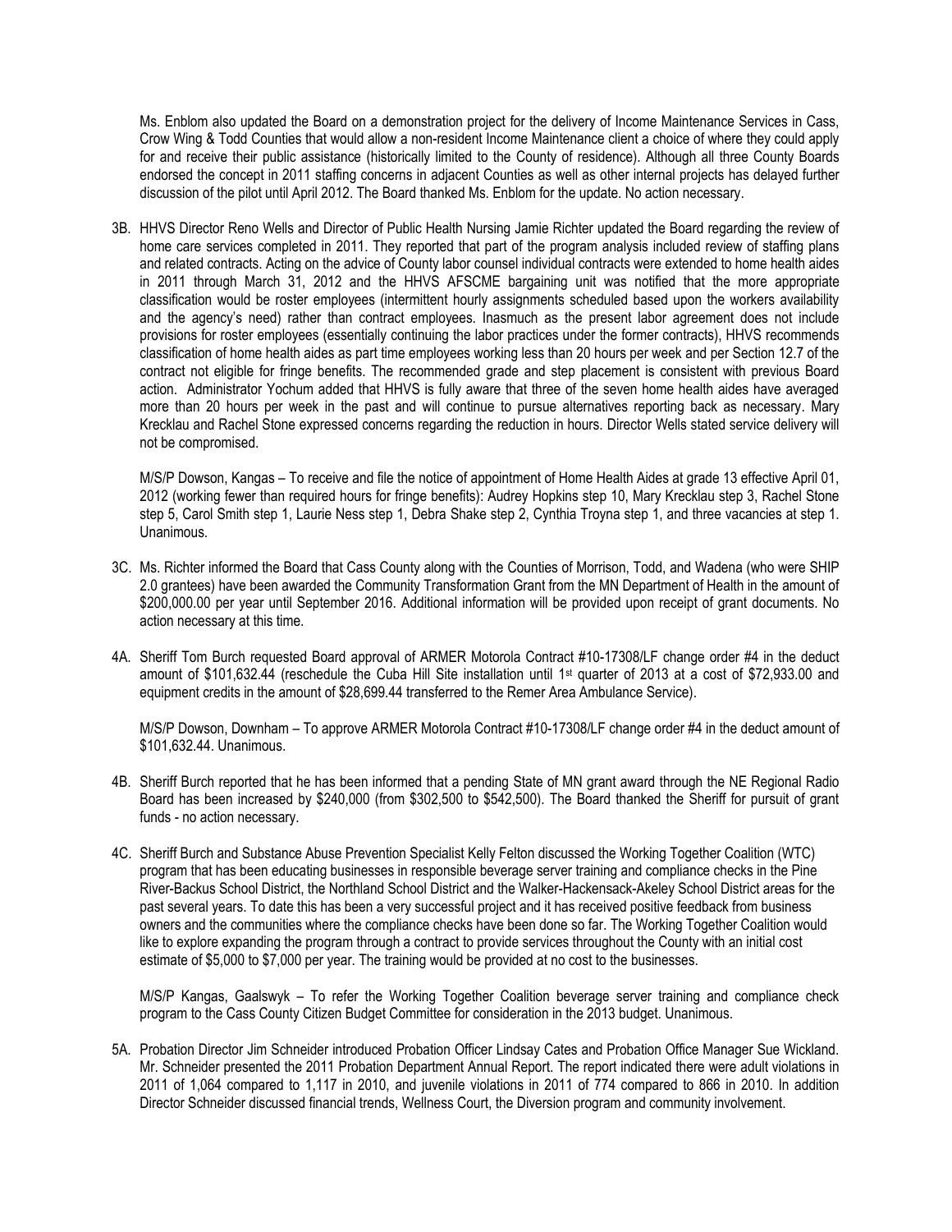Ms. Enblom also updated the Board on a demonstration project for the delivery of Income Maintenance Services in Cass, Crow Wing & Todd Counties that would allow a non-resident Income Maintenance client a choice of where they could apply for and receive their public assistance (historically limited to the County of residence). Although all three County Boards endorsed the concept in 2011 staffing concerns in adjacent Counties as well as other internal projects has delayed further discussion of the pilot until April 2012. The Board thanked Ms. Enblom for the update. No action necessary.

3B. HHVS Director Reno Wells and Director of Public Health Nursing Jamie Richter updated the Board regarding the review of home care services completed in 2011. They reported that part of the program analysis included review of staffing plans and related contracts. Acting on the advice of County labor counsel individual contracts were extended to home health aides in 2011 through March 31, 2012 and the HHVS AFSCME bargaining unit was notified that the more appropriate classification would be roster employees (intermittent hourly assignments scheduled based upon the workers availability and the agency's need) rather than contract employees. Inasmuch as the present labor agreement does not include provisions for roster employees (essentially continuing the labor practices under the former contracts), HHVS recommends classification of home health aides as part time employees working less than 20 hours per week and per Section 12.7 of the contract not eligible for fringe benefits. The recommended grade and step placement is consistent with previous Board action. Administrator Yochum added that HHVS is fully aware that three of the seven home health aides have averaged more than 20 hours per week in the past and will continue to pursue alternatives reporting back as necessary. Mary Krecklau and Rachel Stone expressed concerns regarding the reduction in hours. Director Wells stated service delivery will not be compromised.

M/S/P Dowson, Kangas – To receive and file the notice of appointment of Home Health Aides at grade 13 effective April 01, 2012 (working fewer than required hours for fringe benefits): Audrey Hopkins step 10, Mary Krecklau step 3, Rachel Stone step 5, Carol Smith step 1, Laurie Ness step 1, Debra Shake step 2, Cynthia Troyna step 1, and three vacancies at step 1. Unanimous.

3C. Ms. Richter informed the Board that Cass County along with the Counties of Morrison, Todd, and Wadena (who were SHIP 2.0 grantees) have been awarded the Community Transformation Grant from the MN Department of Health in the amount of $200,000.00 per year until September 2016. Additional information will be provided upon receipt of grant documents. No action necessary at this time.

4A. Sheriff Tom Burch requested Board approval of ARMER Motorola Contract #10-17308/LF change order #4 in the deduct amount of $101,632.44 (reschedule the Cuba Hill Site installation until 1st quarter of 2013 at a cost of $72,933.00 and equipment credits in the amount of $28,699.44 transferred to the Remer Area Ambulance Service).

M/S/P Dowson, Downham – To approve ARMER Motorola Contract #10-17308/LF change order #4 in the deduct amount of $101,632.44. Unanimous.

4B. Sheriff Burch reported that he has been informed that a pending State of MN grant award through the NE Regional Radio Board has been increased by $240,000 (from $302,500 to $542,500). The Board thanked the Sheriff for pursuit of grant funds - no action necessary.

4C. Sheriff Burch and Substance Abuse Prevention Specialist Kelly Felton discussed the Working Together Coalition (WTC) program that has been educating businesses in responsible beverage server training and compliance checks in the Pine River-Backus School District, the Northland School District and the Walker-Hackensack-Akeley School District areas for the past several years. To date this has been a very successful project and it has received positive feedback from business owners and the communities where the compliance checks have been done so far. The Working Together Coalition would like to explore expanding the program through a contract to provide services throughout the County with an initial cost estimate of $5,000 to $7,000 per year. The training would be provided at no cost to the businesses.

M/S/P Kangas, Gaalswyk – To refer the Working Together Coalition beverage server training and compliance check program to the Cass County Citizen Budget Committee for consideration in the 2013 budget. Unanimous.

5A. Probation Director Jim Schneider introduced Probation Officer Lindsay Cates and Probation Office Manager Sue Wickland. Mr. Schneider presented the 2011 Probation Department Annual Report. The report indicated there were adult violations in 2011 of 1,064 compared to 1,117 in 2010, and juvenile violations in 2011 of 774 compared to 866 in 2010. In addition Director Schneider discussed financial trends, Wellness Court, the Diversion program and community involvement.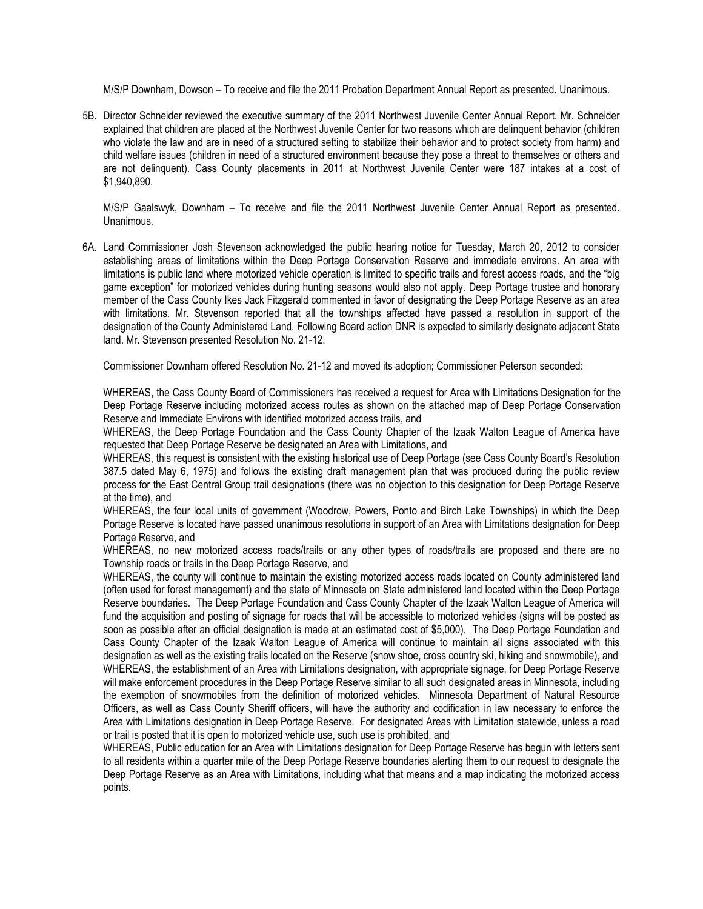M/S/P Downham, Dowson – To receive and file the 2011 Probation Department Annual Report as presented. Unanimous.

5B. Director Schneider reviewed the executive summary of the 2011 Northwest Juvenile Center Annual Report. Mr. Schneider explained that children are placed at the Northwest Juvenile Center for two reasons which are delinquent behavior (children who violate the law and are in need of a structured setting to stabilize their behavior and to protect society from harm) and child welfare issues (children in need of a structured environment because they pose a threat to themselves or others and are not delinquent). Cass County placements in 2011 at Northwest Juvenile Center were 187 intakes at a cost of $1,940,890.

M/S/P Gaalswyk, Downham – To receive and file the 2011 Northwest Juvenile Center Annual Report as presented. Unanimous.

6A. Land Commissioner Josh Stevenson acknowledged the public hearing notice for Tuesday, March 20, 2012 to consider establishing areas of limitations within the Deep Portage Conservation Reserve and immediate environs. An area with limitations is public land where motorized vehicle operation is limited to specific trails and forest access roads, and the "big game exception" for motorized vehicles during hunting seasons would also not apply. Deep Portage trustee and honorary member of the Cass County Ikes Jack Fitzgerald commented in favor of designating the Deep Portage Reserve as an area with limitations. Mr. Stevenson reported that all the townships affected have passed a resolution in support of the designation of the County Administered Land. Following Board action DNR is expected to similarly designate adjacent State land. Mr. Stevenson presented Resolution No. 21-12.

Commissioner Downham offered Resolution No. 21-12 and moved its adoption; Commissioner Peterson seconded:

WHEREAS, the Cass County Board of Commissioners has received a request for Area with Limitations Designation for the Deep Portage Reserve including motorized access routes as shown on the attached map of Deep Portage Conservation Reserve and Immediate Environs with identified motorized access trails, and

WHEREAS, the Deep Portage Foundation and the Cass County Chapter of the Izaak Walton League of America have requested that Deep Portage Reserve be designated an Area with Limitations, and

WHEREAS, this request is consistent with the existing historical use of Deep Portage (see Cass County Board's Resolution 387.5 dated May 6, 1975) and follows the existing draft management plan that was produced during the public review process for the East Central Group trail designations (there was no objection to this designation for Deep Portage Reserve at the time), and

WHEREAS, the four local units of government (Woodrow, Powers, Ponto and Birch Lake Townships) in which the Deep Portage Reserve is located have passed unanimous resolutions in support of an Area with Limitations designation for Deep Portage Reserve, and

WHEREAS, no new motorized access roads/trails or any other types of roads/trails are proposed and there are no Township roads or trails in the Deep Portage Reserve, and

WHEREAS, the county will continue to maintain the existing motorized access roads located on County administered land (often used for forest management) and the state of Minnesota on State administered land located within the Deep Portage Reserve boundaries. The Deep Portage Foundation and Cass County Chapter of the Izaak Walton League of America will fund the acquisition and posting of signage for roads that will be accessible to motorized vehicles (signs will be posted as soon as possible after an official designation is made at an estimated cost of $5,000). The Deep Portage Foundation and Cass County Chapter of the Izaak Walton League of America will continue to maintain all signs associated with this designation as well as the existing trails located on the Reserve (snow shoe, cross country ski, hiking and snowmobile), and

WHEREAS, the establishment of an Area with Limitations designation, with appropriate signage, for Deep Portage Reserve will make enforcement procedures in the Deep Portage Reserve similar to all such designated areas in Minnesota, including the exemption of snowmobiles from the definition of motorized vehicles. Minnesota Department of Natural Resource Officers, as well as Cass County Sheriff officers, will have the authority and codification in law necessary to enforce the Area with Limitations designation in Deep Portage Reserve. For designated Areas with Limitation statewide, unless a road or trail is posted that it is open to motorized vehicle use, such use is prohibited, and

WHEREAS, Public education for an Area with Limitations designation for Deep Portage Reserve has begun with letters sent to all residents within a quarter mile of the Deep Portage Reserve boundaries alerting them to our request to designate the Deep Portage Reserve as an Area with Limitations, including what that means and a map indicating the motorized access points.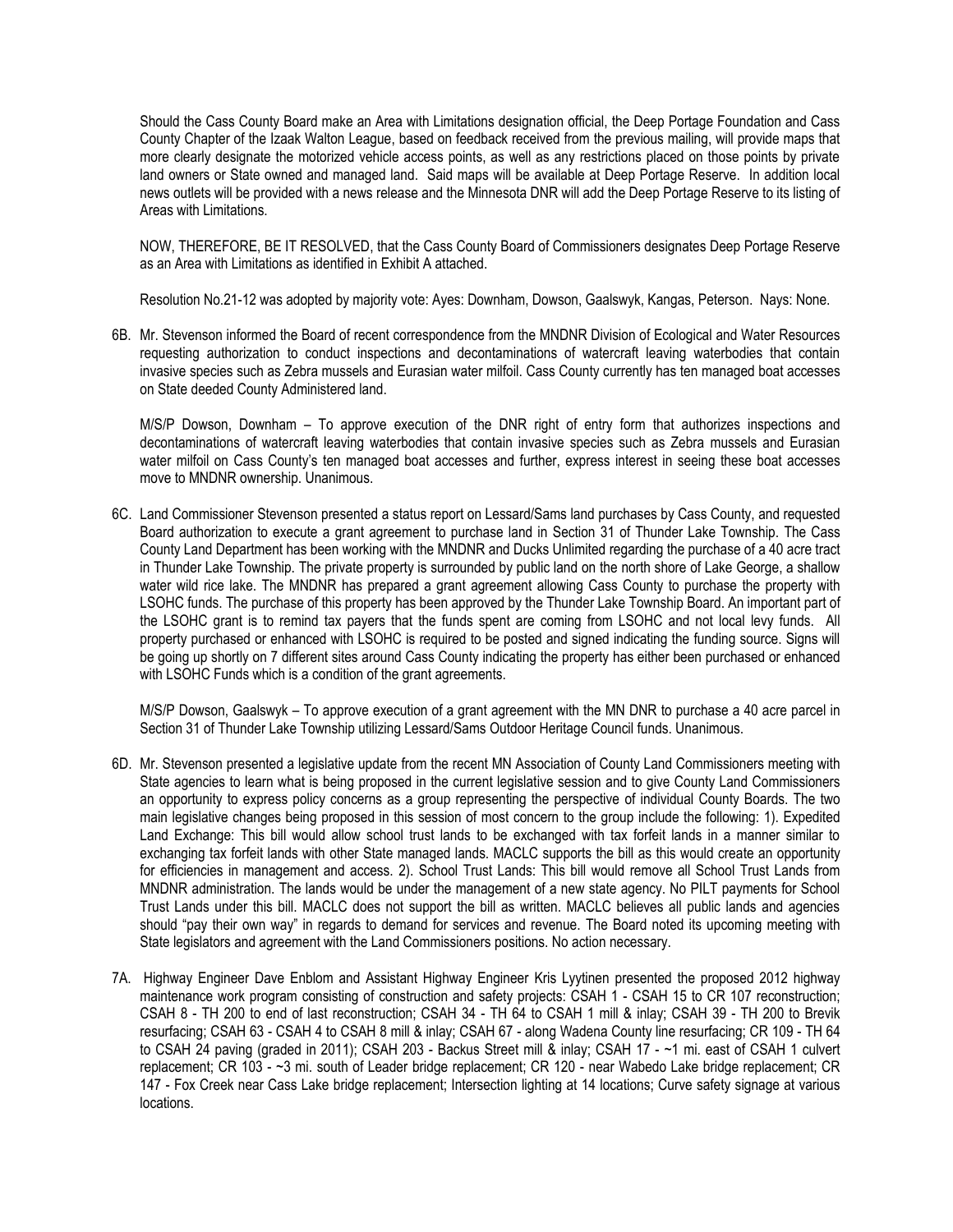Should the Cass County Board make an Area with Limitations designation official, the Deep Portage Foundation and Cass County Chapter of the Izaak Walton League, based on feedback received from the previous mailing, will provide maps that more clearly designate the motorized vehicle access points, as well as any restrictions placed on those points by private land owners or State owned and managed land. Said maps will be available at Deep Portage Reserve. In addition local news outlets will be provided with a news release and the Minnesota DNR will add the Deep Portage Reserve to its listing of Areas with Limitations.

NOW, THEREFORE, BE IT RESOLVED, that the Cass County Board of Commissioners designates Deep Portage Reserve as an Area with Limitations as identified in Exhibit A attached.

Resolution No.21-12 was adopted by majority vote: Ayes: Downham, Dowson, Gaalswyk, Kangas, Peterson. Nays: None.

6B. Mr. Stevenson informed the Board of recent correspondence from the MNDNR Division of Ecological and Water Resources requesting authorization to conduct inspections and decontaminations of watercraft leaving waterbodies that contain invasive species such as Zebra mussels and Eurasian water milfoil. Cass County currently has ten managed boat accesses on State deeded County Administered land.

M/S/P Dowson, Downham – To approve execution of the DNR right of entry form that authorizes inspections and decontaminations of watercraft leaving waterbodies that contain invasive species such as Zebra mussels and Eurasian water milfoil on Cass County's ten managed boat accesses and further, express interest in seeing these boat accesses move to MNDNR ownership. Unanimous.

6C. Land Commissioner Stevenson presented a status report on Lessard/Sams land purchases by Cass County, and requested Board authorization to execute a grant agreement to purchase land in Section 31 of Thunder Lake Township. The Cass County Land Department has been working with the MNDNR and Ducks Unlimited regarding the purchase of a 40 acre tract in Thunder Lake Township. The private property is surrounded by public land on the north shore of Lake George, a shallow water wild rice lake. The MNDNR has prepared a grant agreement allowing Cass County to purchase the property with LSOHC funds. The purchase of this property has been approved by the Thunder Lake Township Board. An important part of the LSOHC grant is to remind tax payers that the funds spent are coming from LSOHC and not local levy funds. All property purchased or enhanced with LSOHC is required to be posted and signed indicating the funding source. Signs will be going up shortly on 7 different sites around Cass County indicating the property has either been purchased or enhanced with LSOHC Funds which is a condition of the grant agreements.

M/S/P Dowson, Gaalswyk – To approve execution of a grant agreement with the MN DNR to purchase a 40 acre parcel in Section 31 of Thunder Lake Township utilizing Lessard/Sams Outdoor Heritage Council funds. Unanimous.

6D. Mr. Stevenson presented a legislative update from the recent MN Association of County Land Commissioners meeting with State agencies to learn what is being proposed in the current legislative session and to give County Land Commissioners an opportunity to express policy concerns as a group representing the perspective of individual County Boards. The two main legislative changes being proposed in this session of most concern to the group include the following: 1). Expedited Land Exchange: This bill would allow school trust lands to be exchanged with tax forfeit lands in a manner similar to exchanging tax forfeit lands with other State managed lands. MACLC supports the bill as this would create an opportunity for efficiencies in management and access. 2). School Trust Lands: This bill would remove all School Trust Lands from MNDNR administration. The lands would be under the management of a new state agency. No PILT payments for School Trust Lands under this bill. MACLC does not support the bill as written. MACLC believes all public lands and agencies should "pay their own way" in regards to demand for services and revenue. The Board noted its upcoming meeting with State legislators and agreement with the Land Commissioners positions. No action necessary.

7A. Highway Engineer Dave Enblom and Assistant Highway Engineer Kris Lyytinen presented the proposed 2012 highway maintenance work program consisting of construction and safety projects: CSAH 1 - CSAH 15 to CR 107 reconstruction; CSAH 8 - TH 200 to end of last reconstruction; CSAH 34 - TH 64 to CSAH 1 mill & inlay; CSAH 39 - TH 200 to Brevik resurfacing; CSAH 63 - CSAH 4 to CSAH 8 mill & inlay; CSAH 67 - along Wadena County line resurfacing; CR 109 - TH 64 to CSAH 24 paving (graded in 2011); CSAH 203 - Backus Street mill & inlay; CSAH 17 - ~1 mi. east of CSAH 1 culvert replacement; CR 103 - ~3 mi. south of Leader bridge replacement; CR 120 - near Wabedo Lake bridge replacement; CR 147 - Fox Creek near Cass Lake bridge replacement; Intersection lighting at 14 locations; Curve safety signage at various locations.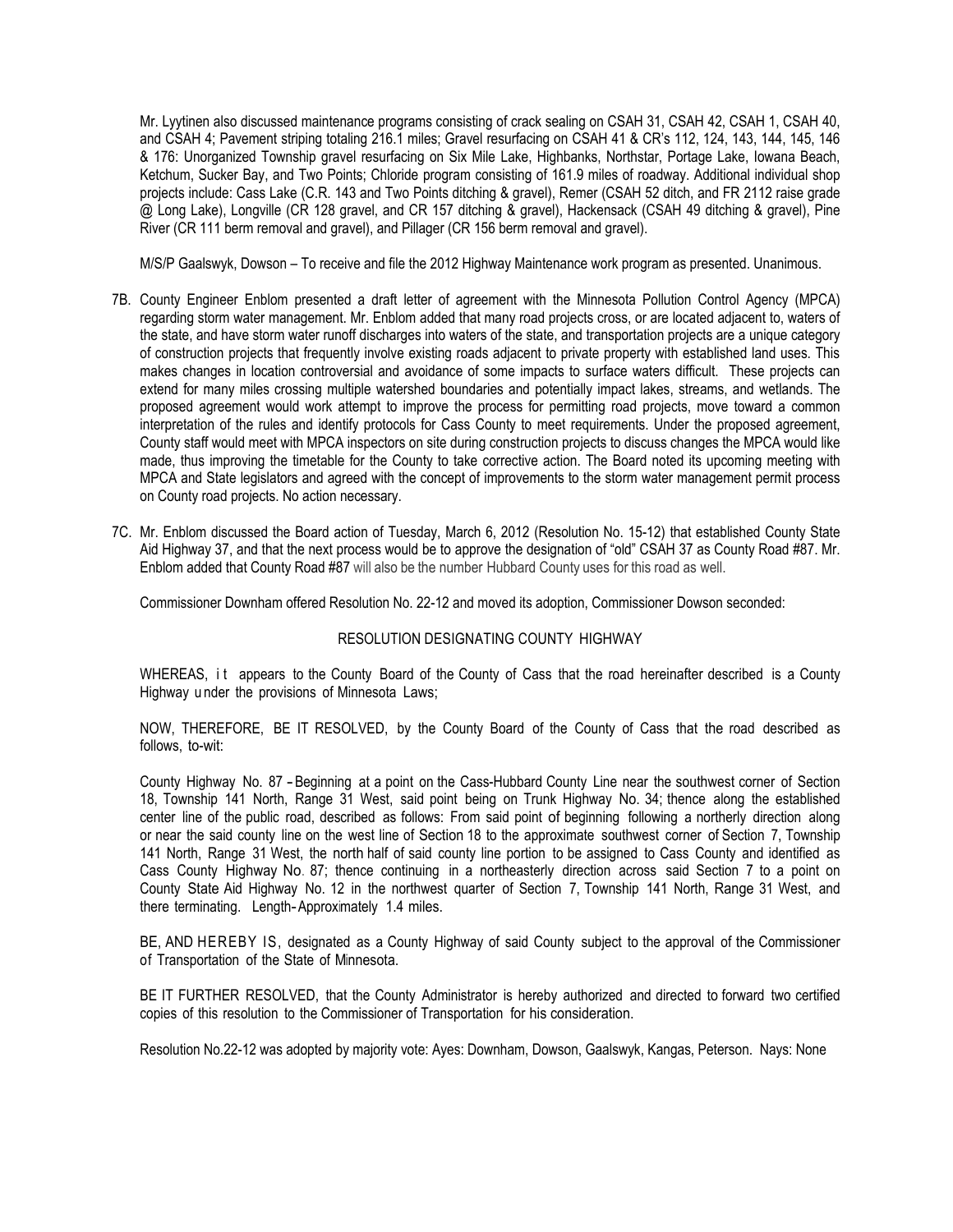Mr. Lyytinen also discussed maintenance programs consisting of crack sealing on CSAH 31, CSAH 42, CSAH 1, CSAH 40, and CSAH 4; Pavement striping totaling 216.1 miles; Gravel resurfacing on CSAH 41 & CR's 112, 124, 143, 144, 145, 146 & 176: Unorganized Township gravel resurfacing on Six Mile Lake, Highbanks, Northstar, Portage Lake, Iowana Beach, Ketchum, Sucker Bay, and Two Points; Chloride program consisting of 161.9 miles of roadway. Additional individual shop projects include: Cass Lake (C.R. 143 and Two Points ditching & gravel), Remer (CSAH 52 ditch, and FR 2112 raise grade @ Long Lake), Longville (CR 128 gravel, and CR 157 ditching & gravel), Hackensack (CSAH 49 ditching & gravel), Pine River (CR 111 berm removal and gravel), and Pillager (CR 156 berm removal and gravel).

M/S/P Gaalswyk, Dowson – To receive and file the 2012 Highway Maintenance work program as presented. Unanimous.

7B. County Engineer Enblom presented a draft letter of agreement with the Minnesota Pollution Control Agency (MPCA) regarding storm water management. Mr. Enblom added that many road projects cross, or are located adjacent to, waters of the state, and have storm water runoff discharges into waters of the state, and transportation projects are a unique category of construction projects that frequently involve existing roads adjacent to private property with established land uses. This makes changes in location controversial and avoidance of some impacts to surface waters difficult. These projects can extend for many miles crossing multiple watershed boundaries and potentially impact lakes, streams, and wetlands. The proposed agreement would work attempt to improve the process for permitting road projects, move toward a common interpretation of the rules and identify protocols for Cass County to meet requirements. Under the proposed agreement, County staff would meet with MPCA inspectors on site during construction projects to discuss changes the MPCA would like made, thus improving the timetable for the County to take corrective action. The Board noted its upcoming meeting with MPCA and State legislators and agreed with the concept of improvements to the storm water management permit process on County road projects. No action necessary.

7C. Mr. Enblom discussed the Board action of Tuesday, March 6, 2012 (Resolution No. 15-12) that established County State Aid Highway 37, and that the next process would be to approve the designation of "old" CSAH 37 as County Road #87. Mr. Enblom added that County Road #87 will also be the number Hubbard County uses for this road as well.

Commissioner Downham offered Resolution No. 22-12 and moved its adoption, Commissioner Dowson seconded:

RESOLUTION DESIGNATING COUNTY HIGHWAY

WHEREAS, it appears to the County Board of the County of Cass that the road hereinafter described is a County Highway under the provisions of Minnesota Laws;

NOW, THEREFORE, BE IT RESOLVED, by the County Board of the County of Cass that the road described as follows, to-wit:

County Highway No. 87 – Beginning at a point on the Cass-Hubbard County Line near the southwest corner of Section 18, Township 141 North, Range 31 West, said point being on Trunk Highway No. 34; thence along the established center line of the public road, described as follows: From said point of beginning following a northerly direction along or near the said county line on the west line of Section 18 to the approximate southwest corner of Section 7, Township 141 North, Range 31 West, the north half of said county line portion to be assigned to Cass County and identified as Cass County Highway No. 87; thence continuing in a northeasterly direction across said Section 7 to a point on County State Aid Highway No. 12 in the northwest quarter of Section 7, Township 141 North, Range 31 West, and there terminating. Length- Approximately 1.4 miles.

BE, AND HEREBY IS, designated as a County Highway of said County subject to the approval of the Commissioner of Transportation of the State of Minnesota.

BE IT FURTHER RESOLVED, that the County Administrator is hereby authorized and directed to forward two certified copies of this resolution to the Commissioner of Transportation for his consideration.

Resolution No.22-12 was adopted by majority vote: Ayes: Downham, Dowson, Gaalswyk, Kangas, Peterson. Nays: None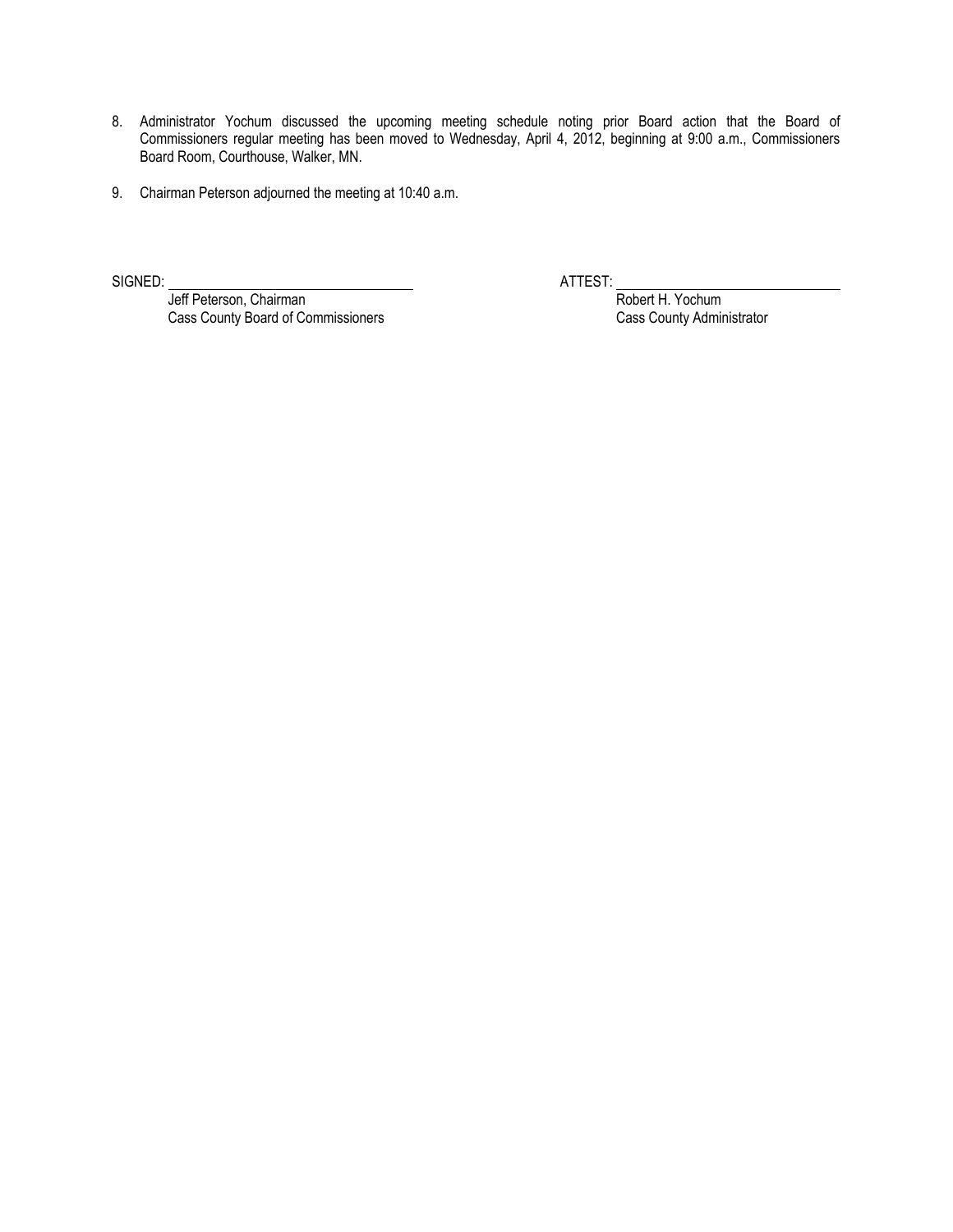8. Administrator Yochum discussed the upcoming meeting schedule noting prior Board action that the Board of Commissioners regular meeting has been moved to Wednesday, April 4, 2012, beginning at 9:00 a.m., Commissioners Board Room, Courthouse, Walker, MN.

9. Chairman Peterson adjourned the meeting at 10:40 a.m.

SIGNED: ______________________________
Jeff Peterson, Chairman
Cass County Board of Commissioners

ATTEST: ______________________________
Robert H. Yochum
Cass County Administrator